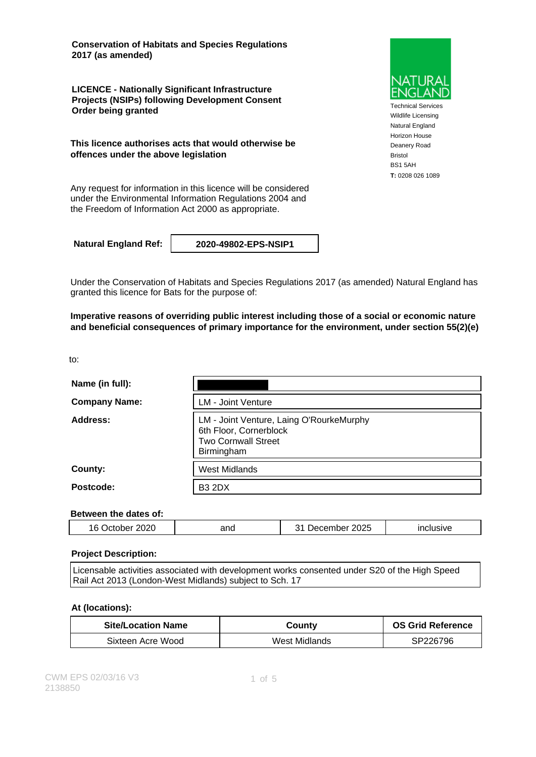**Conservation of Habitats and Species Regulations 2017 (as amended)**

**LICENCE - Nationally Significant Infrastructure Projects (NSIPs) following Development Consent Order being granted**

**This licence authorises acts that would otherwise be offences under the above legislation**

Any request for information in this licence will be considered under the Environmental Information Regulations 2004 and the Freedom of Information Act 2000 as appropriate.

NATURAL ENGLAND

Technical Services
Wildlife Licensing
Natural England
Horizon House
Deanery Road
Bristol
BS1 5AH
**T:** 0208 026 1089

**Natural England Ref:** **2020-49802-EPS-NSIP1**

Under the Conservation of Habitats and Species Regulations 2017 (as amended) Natural England has granted this licence for Bats for the purpose of:

**Imperative reasons of overriding public interest including those of a social or economic nature and beneficial consequences of primary importance for the environment, under section 55(2)(e)**

to:

| | |
|---|---|
| **Name (in full):** | |
| **Company Name:** | LM - Joint Venture |
| **Address:** | LM - Joint Venture, Laing O'RourkeMurphy<br>6th Floor, Cornerblock<br>Two Cornwall Street<br>Birmingham |
| **County:** | West Midlands |
| **Postcode:** | B3 2DX |

**Between the dates of:**

| | | | |
|---|---|---|---|
| 16 October 2020 | and | 31 December 2025 | inclusive |

**Project Description:**

Licensable activities associated with development works consented under S20 of the High Speed Rail Act 2013 (London-West Midlands) subject to Sch. 17

**At (locations):**

| Site/Location Name | County | OS Grid Reference |
|---|---|---|
| Sixteen Acre Wood | West Midlands | SP226796 |

CWM EPS 02/03/16 V3
2138850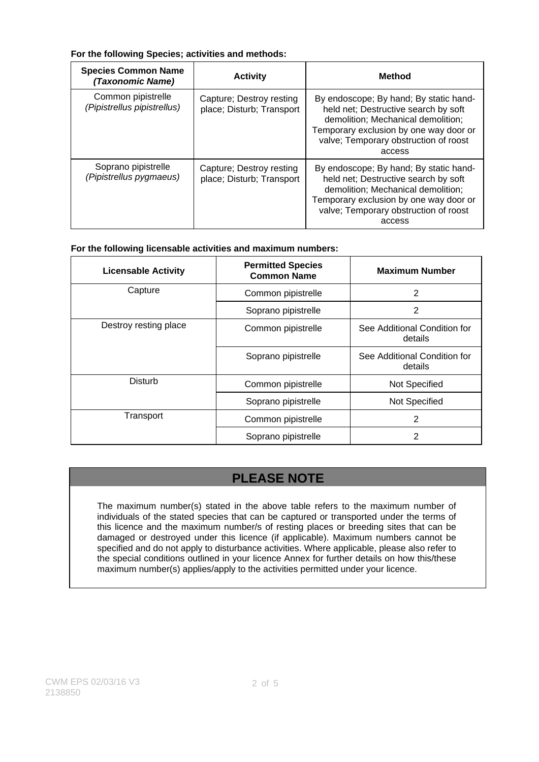**For the following Species; activities and methods:**

| Species Common Name *(Taxonomic Name)* | Activity | Method |
|---|---|---|
| Common pipistrelle *(Pipistrellus pipistrellus)* | Capture; Destroy resting place; Disturb; Transport | By endoscope; By hand; By static hand-held net; Destructive search by soft demolition; Mechanical demolition; Temporary exclusion by one way door or valve; Temporary obstruction of roost access |
| Soprano pipistrelle *(Pipistrellus pygmaeus)* | Capture; Destroy resting place; Disturb; Transport | By endoscope; By hand; By static hand-held net; Destructive search by soft demolition; Mechanical demolition; Temporary exclusion by one way door or valve; Temporary obstruction of roost access |

**For the following licensable activities and maximum numbers:**

| Licensable Activity | Permitted Species Common Name | Maximum Number |
|---|---|---|
| Capture | Common pipistrelle | 2 |
| | Soprano pipistrelle | 2 |
| Destroy resting place | Common pipistrelle | See Additional Condition for details |
| | Soprano pipistrelle | See Additional Condition for details |
| Disturb | Common pipistrelle | Not Specified |
| | Soprano pipistrelle | Not Specified |
| Transport | Common pipistrelle | 2 |
| | Soprano pipistrelle | 2 |

## PLEASE NOTE

The maximum number(s) stated in the above table refers to the maximum number of individuals of the stated species that can be captured or transported under the terms of this licence and the maximum number/s of resting places or breeding sites that can be damaged or destroyed under this licence (if applicable). Maximum numbers cannot be specified and do not apply to disturbance activities. Where applicable, please also refer to the special conditions outlined in your licence Annex for further details on how this/these maximum number(s) applies/apply to the activities permitted under your licence.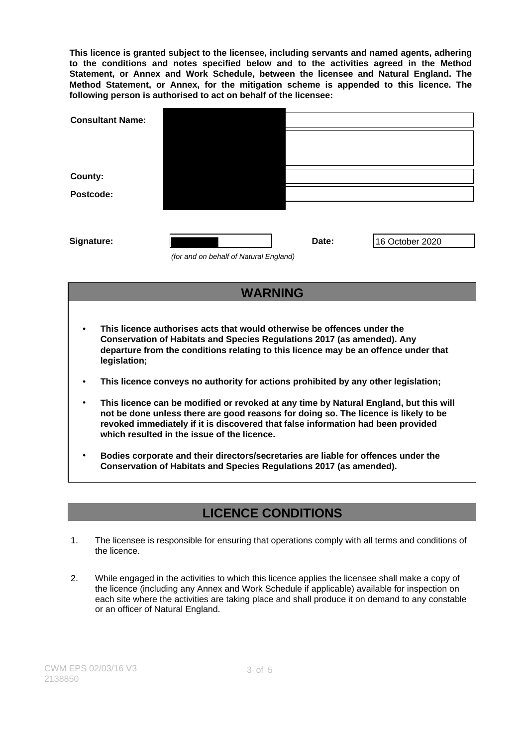**This licence is granted subject to the licensee, including servants and named agents, adhering to the conditions and notes specified below and to the activities agreed in the Method Statement, or Annex and Work Schedule, between the licensee and Natural England. The Method Statement, or Annex, for the mitigation scheme is appended to this licence. The following person is authorised to act on behalf of the licensee:**

| | |
|---|---|
| **Consultant Name:** | |
| | |
| **County:** | |
| **Postcode:** | |

| | | | |
|---|---|---|---|
| **Signature:** | | **Date:** | 16 October 2020 |

*(for and on behalf of Natural England)*

## WARNING

- **This licence authorises acts that would otherwise be offences under the Conservation of Habitats and Species Regulations 2017 (as amended). Any departure from the conditions relating to this licence may be an offence under that legislation;**
- **This licence conveys no authority for actions prohibited by any other legislation;**
- **This licence can be modified or revoked at any time by Natural England, but this will not be done unless there are good reasons for doing so. The licence is likely to be revoked immediately if it is discovered that false information had been provided which resulted in the issue of the licence.**
- **Bodies corporate and their directors/secretaries are liable for offences under the Conservation of Habitats and Species Regulations 2017 (as amended).**

## LICENCE CONDITIONS

1. The licensee is responsible for ensuring that operations comply with all terms and conditions of the licence.

2. While engaged in the activities to which this licence applies the licensee shall make a copy of the licence (including any Annex and Work Schedule if applicable) available for inspection on each site where the activities are taking place and shall produce it on demand to any constable or an officer of Natural England.

CWM EPS 02/03/16 V3
2138850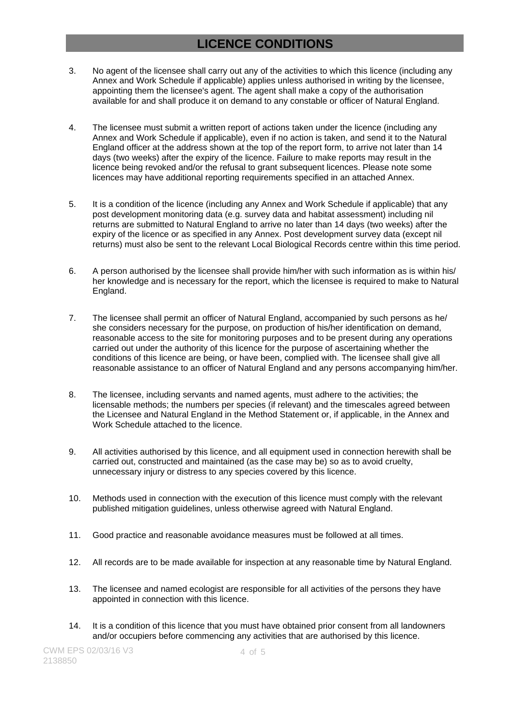# LICENCE CONDITIONS

3. No agent of the licensee shall carry out any of the activities to which this licence (including any Annex and Work Schedule if applicable) applies unless authorised in writing by the licensee, appointing them the licensee's agent. The agent shall make a copy of the authorisation available for and shall produce it on demand to any constable or officer of Natural England.

4. The licensee must submit a written report of actions taken under the licence (including any Annex and Work Schedule if applicable), even if no action is taken, and send it to the Natural England officer at the address shown at the top of the report form, to arrive not later than 14 days (two weeks) after the expiry of the licence. Failure to make reports may result in the licence being revoked and/or the refusal to grant subsequent licences. Please note some licences may have additional reporting requirements specified in an attached Annex.

5. It is a condition of the licence (including any Annex and Work Schedule if applicable) that any post development monitoring data (e.g. survey data and habitat assessment) including nil returns are submitted to Natural England to arrive no later than 14 days (two weeks) after the expiry of the licence or as specified in any Annex. Post development survey data (except nil returns) must also be sent to the relevant Local Biological Records centre within this time period.

6. A person authorised by the licensee shall provide him/her with such information as is within his/ her knowledge and is necessary for the report, which the licensee is required to make to Natural England.

7. The licensee shall permit an officer of Natural England, accompanied by such persons as he/ she considers necessary for the purpose, on production of his/her identification on demand, reasonable access to the site for monitoring purposes and to be present during any operations carried out under the authority of this licence for the purpose of ascertaining whether the conditions of this licence are being, or have been, complied with. The licensee shall give all reasonable assistance to an officer of Natural England and any persons accompanying him/her.

8. The licensee, including servants and named agents, must adhere to the activities; the licensable methods; the numbers per species (if relevant) and the timescales agreed between the Licensee and Natural England in the Method Statement or, if applicable, in the Annex and Work Schedule attached to the licence.

9. All activities authorised by this licence, and all equipment used in connection herewith shall be carried out, constructed and maintained (as the case may be) so as to avoid cruelty, unnecessary injury or distress to any species covered by this licence.

10. Methods used in connection with the execution of this licence must comply with the relevant published mitigation guidelines, unless otherwise agreed with Natural England.

11. Good practice and reasonable avoidance measures must be followed at all times.

12. All records are to be made available for inspection at any reasonable time by Natural England.

13. The licensee and named ecologist are responsible for all activities of the persons they have appointed in connection with this licence.

14. It is a condition of this licence that you must have obtained prior consent from all landowners and/or occupiers before commencing any activities that are authorised by this licence.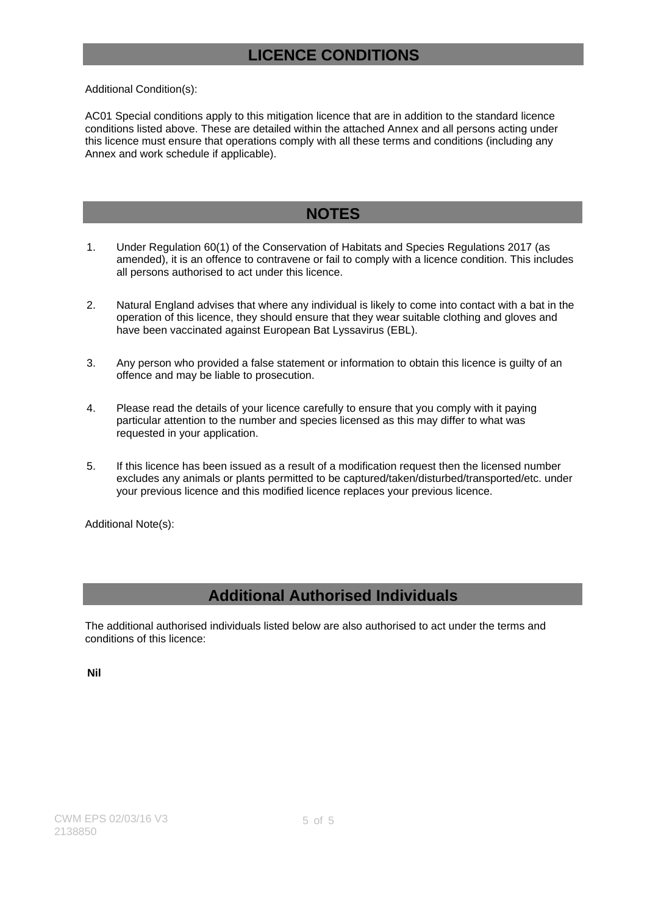## LICENCE CONDITIONS

Additional Condition(s):

AC01 Special conditions apply to this mitigation licence that are in addition to the standard licence conditions listed above. These are detailed within the attached Annex and all persons acting under this licence must ensure that operations comply with all these terms and conditions (including any Annex and work schedule if applicable).

## NOTES

1. Under Regulation 60(1) of the Conservation of Habitats and Species Regulations 2017 (as amended), it is an offence to contravene or fail to comply with a licence condition. This includes all persons authorised to act under this licence.

2. Natural England advises that where any individual is likely to come into contact with a bat in the operation of this licence, they should ensure that they wear suitable clothing and gloves and have been vaccinated against European Bat Lyssavirus (EBL).

3. Any person who provided a false statement or information to obtain this licence is guilty of an offence and may be liable to prosecution.

4. Please read the details of your licence carefully to ensure that you comply with it paying particular attention to the number and species licensed as this may differ to what was requested in your application.

5. If this licence has been issued as a result of a modification request then the licensed number excludes any animals or plants permitted to be captured/taken/disturbed/transported/etc. under your previous licence and this modified licence replaces your previous licence.

Additional Note(s):

## Additional Authorised Individuals

The additional authorised individuals listed below are also authorised to act under the terms and conditions of this licence:

**Nil**

CWM EPS 02/03/16 V3
2138850